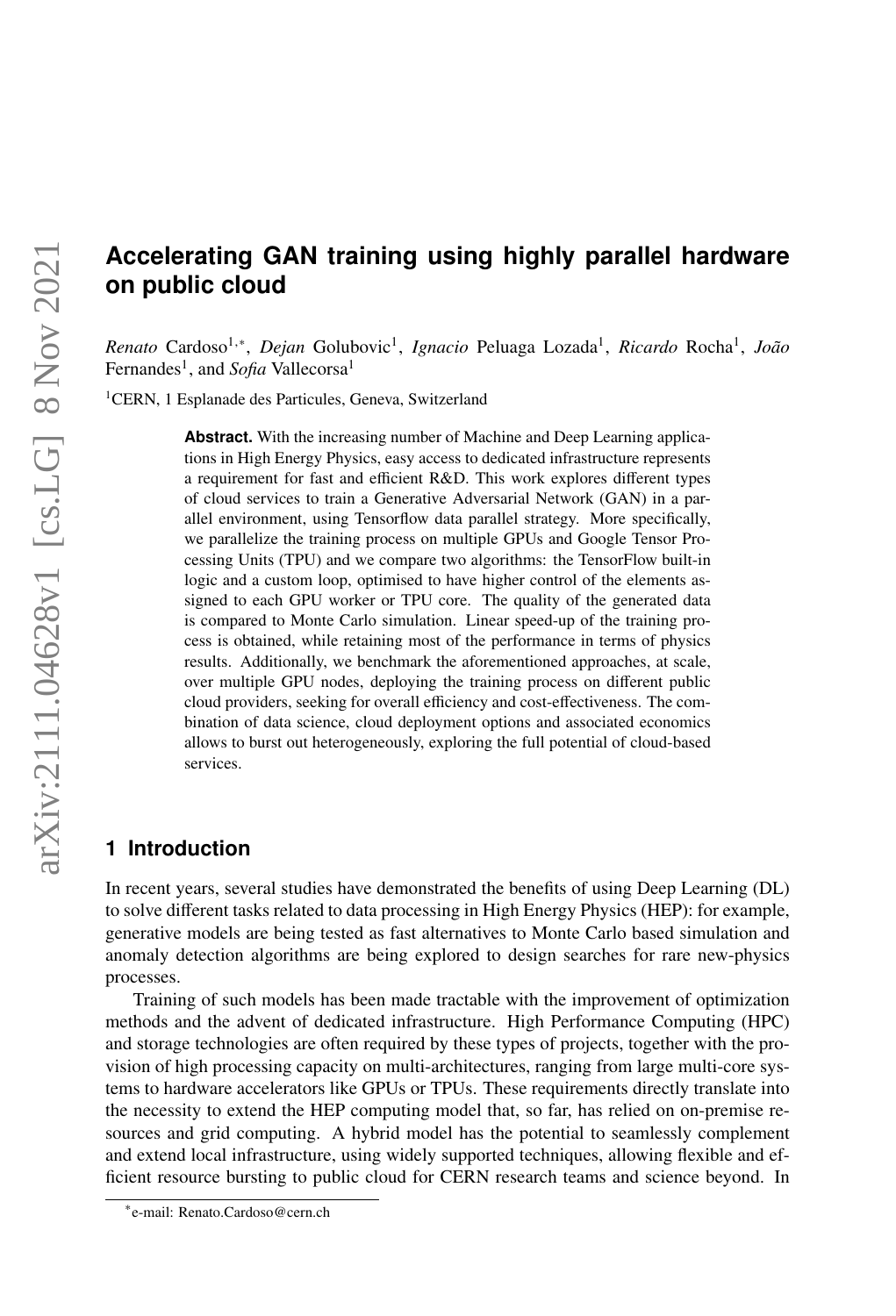# Accelerating GAN training using highly parallel hardware on public cloud

*Renato* Cardoso[1,*], *Dejan* Golubovic[1], *Ignacio* Peluaga Lozada[1], *Ricardo* Rocha[1], *João* Fernandes[1], and *Sofia* Vallecorsa[1]

[1]CERN, 1 Esplanade des Particules, Geneva, Switzerland

**Abstract.** With the increasing number of Machine and Deep Learning applications in High Energy Physics, easy access to dedicated infrastructure represents a requirement for fast and efficient R&D. This work explores different types of cloud services to train a Generative Adversarial Network (GAN) in a parallel environment, using Tensorflow data parallel strategy. More specifically, we parallelize the training process on multiple GPUs and Google Tensor Processing Units (TPU) and we compare two algorithms: the TensorFlow built-in logic and a custom loop, optimised to have higher control of the elements assigned to each GPU worker or TPU core. The quality of the generated data is compared to Monte Carlo simulation. Linear speed-up of the training process is obtained, while retaining most of the performance in terms of physics results. Additionally, we benchmark the aforementioned approaches, at scale, over multiple GPU nodes, deploying the training process on different public cloud providers, seeking for overall efficiency and cost-effectiveness. The combination of data science, cloud deployment options and associated economics allows to burst out heterogeneously, exploring the full potential of cloud-based services.

## 1 Introduction

In recent years, several studies have demonstrated the benefits of using Deep Learning (DL) to solve different tasks related to data processing in High Energy Physics (HEP): for example, generative models are being tested as fast alternatives to Monte Carlo based simulation and anomaly detection algorithms are being explored to design searches for rare new-physics processes.

Training of such models has been made tractable with the improvement of optimization methods and the advent of dedicated infrastructure. High Performance Computing (HPC) and storage technologies are often required by these types of projects, together with the provision of high processing capacity on multi-architectures, ranging from large multi-core systems to hardware accelerators like GPUs or TPUs. These requirements directly translate into the necessity to extend the HEP computing model that, so far, has relied on on-premise resources and grid computing. A hybrid model has the potential to seamlessly complement and extend local infrastructure, using widely supported techniques, allowing flexible and efficient resource bursting to public cloud for CERN research teams and science beyond. In

[*]e-mail: Renato.Cardoso@cern.ch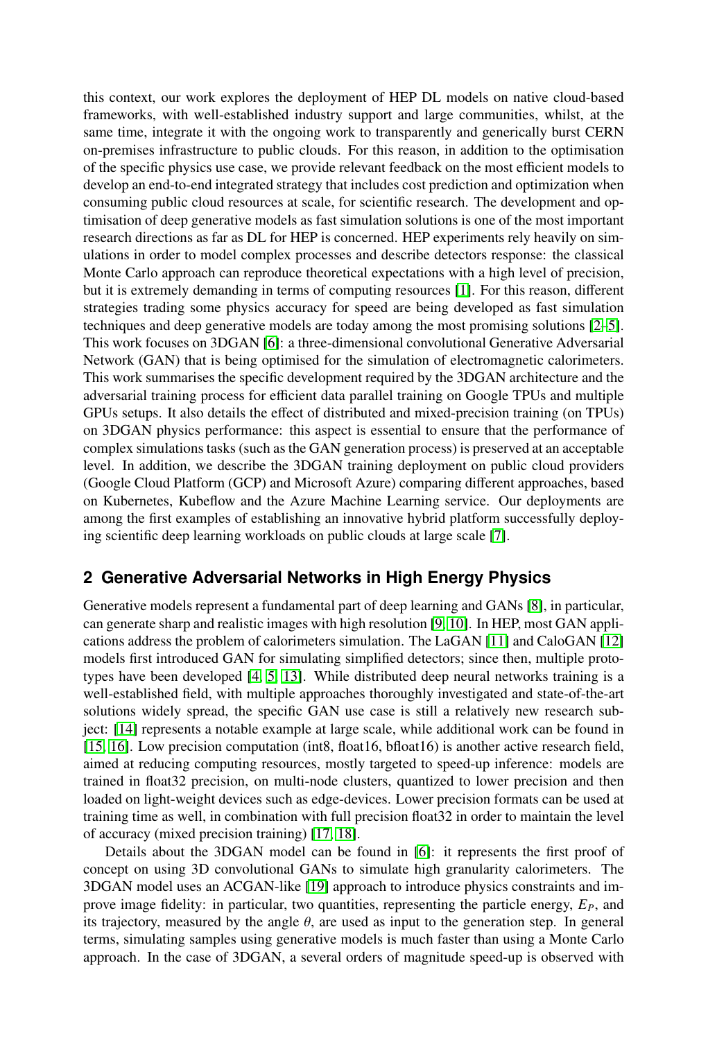this context, our work explores the deployment of HEP DL models on native cloud-based frameworks, with well-established industry support and large communities, whilst, at the same time, integrate it with the ongoing work to transparently and generically burst CERN on-premises infrastructure to public clouds. For this reason, in addition to the optimisation of the specific physics use case, we provide relevant feedback on the most efficient models to develop an end-to-end integrated strategy that includes cost prediction and optimization when consuming public cloud resources at scale, for scientific research. The development and optimisation of deep generative models as fast simulation solutions is one of the most important research directions as far as DL for HEP is concerned. HEP experiments rely heavily on simulations in order to model complex processes and describe detectors response: the classical Monte Carlo approach can reproduce theoretical expectations with a high level of precision, but it is extremely demanding in terms of computing resources [1]. For this reason, different strategies trading some physics accuracy for speed are being developed as fast simulation techniques and deep generative models are today among the most promising solutions [2–5]. This work focuses on 3DGAN [6]: a three-dimensional convolutional Generative Adversarial Network (GAN) that is being optimised for the simulation of electromagnetic calorimeters. This work summarises the specific development required by the 3DGAN architecture and the adversarial training process for efficient data parallel training on Google TPUs and multiple GPUs setups. It also details the effect of distributed and mixed-precision training (on TPUs) on 3DGAN physics performance: this aspect is essential to ensure that the performance of complex simulations tasks (such as the GAN generation process) is preserved at an acceptable level. In addition, we describe the 3DGAN training deployment on public cloud providers (Google Cloud Platform (GCP) and Microsoft Azure) comparing different approaches, based on Kubernetes, Kubeflow and the Azure Machine Learning service. Our deployments are among the first examples of establishing an innovative hybrid platform successfully deploying scientific deep learning workloads on public clouds at large scale [7].

## 2 Generative Adversarial Networks in High Energy Physics

Generative models represent a fundamental part of deep learning and GANs [8], in particular, can generate sharp and realistic images with high resolution [9, 10]. In HEP, most GAN applications address the problem of calorimeters simulation. The LaGAN [11] and CaloGAN [12] models first introduced GAN for simulating simplified detectors; since then, multiple prototypes have been developed [4, 5, 13]. While distributed deep neural networks training is a well-established field, with multiple approaches thoroughly investigated and state-of-the-art solutions widely spread, the specific GAN use case is still a relatively new research subject: [14] represents a notable example at large scale, while additional work can be found in [15, 16]. Low precision computation (int8, float16, bfloat16) is another active research field, aimed at reducing computing resources, mostly targeted to speed-up inference: models are trained in float32 precision, on multi-node clusters, quantized to lower precision and then loaded on light-weight devices such as edge-devices. Lower precision formats can be used at training time as well, in combination with full precision float32 in order to maintain the level of accuracy (mixed precision training) [17, 18].

Details about the 3DGAN model can be found in [6]: it represents the first proof of concept on using 3D convolutional GANs to simulate high granularity calorimeters. The 3DGAN model uses an ACGAN-like [19] approach to introduce physics constraints and improve image fidelity: in particular, two quantities, representing the particle energy, $E_P$, and its trajectory, measured by the angle $\theta$, are used as input to the generation step. In general terms, simulating samples using generative models is much faster than using a Monte Carlo approach. In the case of 3DGAN, a several orders of magnitude speed-up is observed with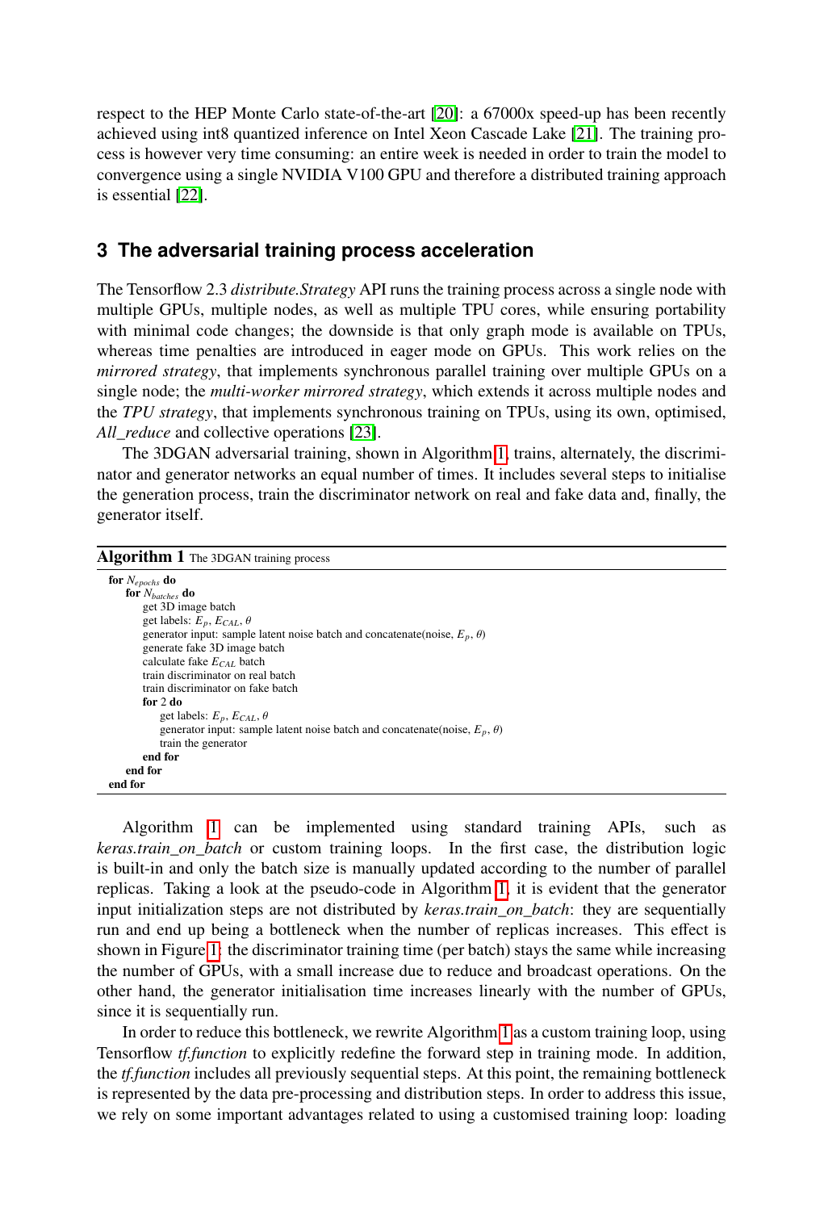respect to the HEP Monte Carlo state-of-the-art [20]: a 67000x speed-up has been recently achieved using int8 quantized inference on Intel Xeon Cascade Lake [21]. The training process is however very time consuming: an entire week is needed in order to train the model to convergence using a single NVIDIA V100 GPU and therefore a distributed training approach is essential [22].

## 3 The adversarial training process acceleration

The Tensorflow 2.3 *distribute.Strategy* API runs the training process across a single node with multiple GPUs, multiple nodes, as well as multiple TPU cores, while ensuring portability with minimal code changes; the downside is that only graph mode is available on TPUs, whereas time penalties are introduced in eager mode on GPUs. This work relies on the *mirrored strategy*, that implements synchronous parallel training over multiple GPUs on a single node; the *multi-worker mirrored strategy*, which extends it across multiple nodes and the *TPU strategy*, that implements synchronous training on TPUs, using its own, optimised, *All_reduce* and collective operations [23].

The 3DGAN adversarial training, shown in Algorithm 1, trains, alternately, the discriminator and generator networks an equal number of times. It includes several steps to initialise the generation process, train the discriminator network on real and fake data and, finally, the generator itself.

**Algorithm 1** The 3DGAN training process

> **for** $N_{epochs}$ **do**
> &nbsp;&nbsp;&nbsp;&nbsp;**for** $N_{batches}$ **do**
> &nbsp;&nbsp;&nbsp;&nbsp;&nbsp;&nbsp;&nbsp;&nbsp;get 3D image batch
> &nbsp;&nbsp;&nbsp;&nbsp;&nbsp;&nbsp;&nbsp;&nbsp;get labels: $E_p$, $E_{CAL}$, $\theta$
> &nbsp;&nbsp;&nbsp;&nbsp;&nbsp;&nbsp;&nbsp;&nbsp;generator input: sample latent noise batch and concatenate(noise, $E_p$, $\theta$)
> &nbsp;&nbsp;&nbsp;&nbsp;&nbsp;&nbsp;&nbsp;&nbsp;generate fake 3D image batch
> &nbsp;&nbsp;&nbsp;&nbsp;&nbsp;&nbsp;&nbsp;&nbsp;calculate fake $E_{CAL}$ batch
> &nbsp;&nbsp;&nbsp;&nbsp;&nbsp;&nbsp;&nbsp;&nbsp;train discriminator on real batch
> &nbsp;&nbsp;&nbsp;&nbsp;&nbsp;&nbsp;&nbsp;&nbsp;train discriminator on fake batch
> &nbsp;&nbsp;&nbsp;&nbsp;&nbsp;&nbsp;&nbsp;&nbsp;**for** 2 **do**
> &nbsp;&nbsp;&nbsp;&nbsp;&nbsp;&nbsp;&nbsp;&nbsp;&nbsp;&nbsp;&nbsp;&nbsp;get labels: $E_p$, $E_{CAL}$, $\theta$
> &nbsp;&nbsp;&nbsp;&nbsp;&nbsp;&nbsp;&nbsp;&nbsp;&nbsp;&nbsp;&nbsp;&nbsp;generator input: sample latent noise batch and concatenate(noise, $E_p$, $\theta$)
> &nbsp;&nbsp;&nbsp;&nbsp;&nbsp;&nbsp;&nbsp;&nbsp;&nbsp;&nbsp;&nbsp;&nbsp;train the generator
> &nbsp;&nbsp;&nbsp;&nbsp;&nbsp;&nbsp;&nbsp;&nbsp;**end for**
> &nbsp;&nbsp;&nbsp;&nbsp;**end for**
> **end for**

Algorithm 1 can be implemented using standard training APIs, such as *keras.train_on_batch* or custom training loops. In the first case, the distribution logic is built-in and only the batch size is manually updated according to the number of parallel replicas. Taking a look at the pseudo-code in Algorithm 1, it is evident that the generator input initialization steps are not distributed by *keras.train_on_batch*: they are sequentially run and end up being a bottleneck when the number of replicas increases. This effect is shown in Figure 1: the discriminator training time (per batch) stays the same while increasing the number of GPUs, with a small increase due to reduce and broadcast operations. On the other hand, the generator initialisation time increases linearly with the number of GPUs, since it is sequentially run.

In order to reduce this bottleneck, we rewrite Algorithm 1 as a custom training loop, using Tensorflow *tf.function* to explicitly redefine the forward step in training mode. In addition, the *tf.function* includes all previously sequential steps. At this point, the remaining bottleneck is represented by the data pre-processing and distribution steps. In order to address this issue, we rely on some important advantages related to using a customised training loop: loading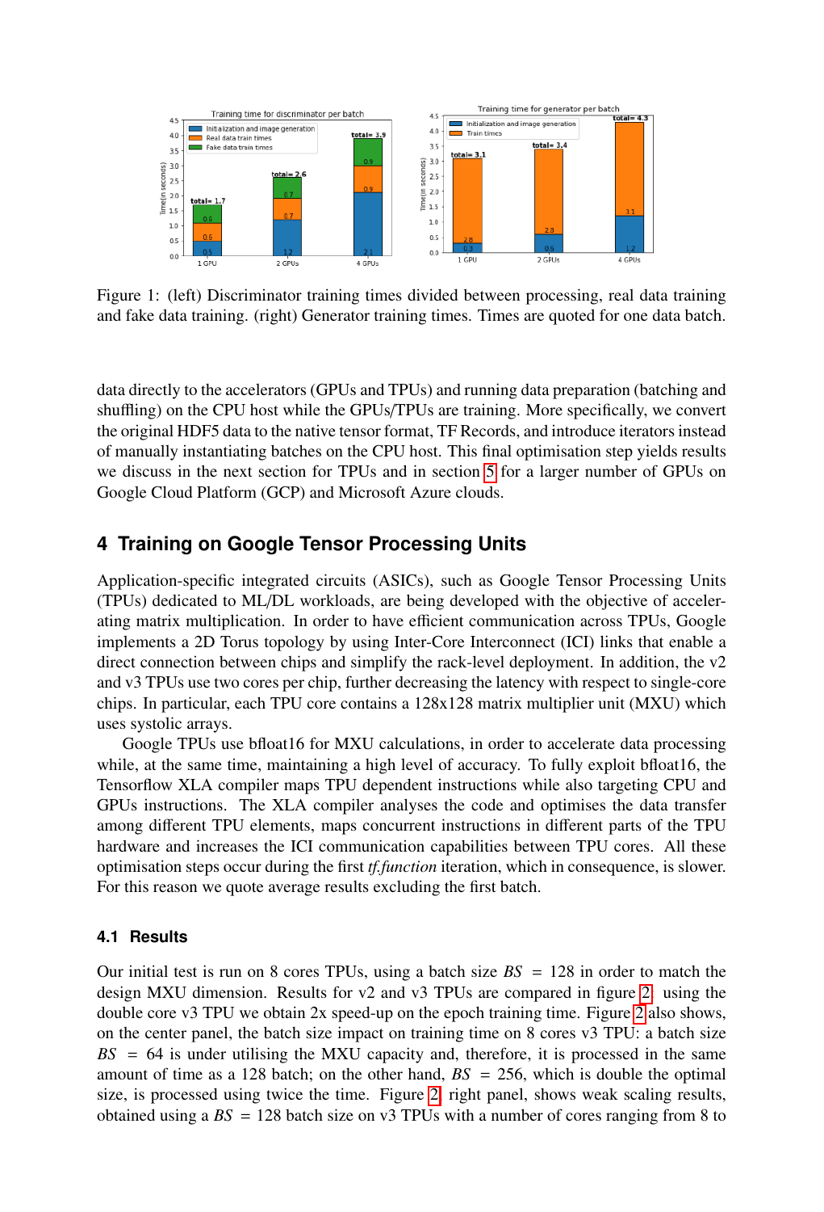Figure 1: (left) Discriminator training times divided between processing, real data training and fake data training. (right) Generator training times. Times are quoted for one data batch.

data directly to the accelerators (GPUs and TPUs) and running data preparation (batching and shuffling) on the CPU host while the GPUs/TPUs are training. More specifically, we convert the original HDF5 data to the native tensor format, TF Records, and introduce iterators instead of manually instantiating batches on the CPU host. This final optimisation step yields results we discuss in the next section for TPUs and in section 5 for a larger number of GPUs on Google Cloud Platform (GCP) and Microsoft Azure clouds.

## 4 Training on Google Tensor Processing Units

Application-specific integrated circuits (ASICs), such as Google Tensor Processing Units (TPUs) dedicated to ML/DL workloads, are being developed with the objective of accelerating matrix multiplication. In order to have efficient communication across TPUs, Google implements a 2D Torus topology by using Inter-Core Interconnect (ICI) links that enable a direct connection between chips and simplify the rack-level deployment. In addition, the v2 and v3 TPUs use two cores per chip, further decreasing the latency with respect to single-core chips. In particular, each TPU core contains a 128x128 matrix multiplier unit (MXU) which uses systolic arrays.

Google TPUs use bfloat16 for MXU calculations, in order to accelerate data processing while, at the same time, maintaining a high level of accuracy. To fully exploit bfloat16, the Tensorflow XLA compiler maps TPU dependent instructions while also targeting CPU and GPUs instructions. The XLA compiler analyses the code and optimises the data transfer among different TPU elements, maps concurrent instructions in different parts of the TPU hardware and increases the ICI communication capabilities between TPU cores. All these optimisation steps occur during the first *tf.function* iteration, which in consequence, is slower. For this reason we quote average results excluding the first batch.

### 4.1 Results

Our initial test is run on 8 cores TPUs, using a batch size $BS = 128$ in order to match the design MXU dimension. Results for v2 and v3 TPUs are compared in figure 2, using the double core v3 TPU we obtain 2x speed-up on the epoch training time. Figure 2 also shows, on the center panel, the batch size impact on training time on 8 cores v3 TPU: a batch size $BS = 64$ is under utilising the MXU capacity and, therefore, it is processed in the same amount of time as a 128 batch; on the other hand, $BS = 256$, which is double the optimal size, is processed using twice the time. Figure 2, right panel, shows weak scaling results, obtained using a $BS = 128$ batch size on v3 TPUs with a number of cores ranging from 8 to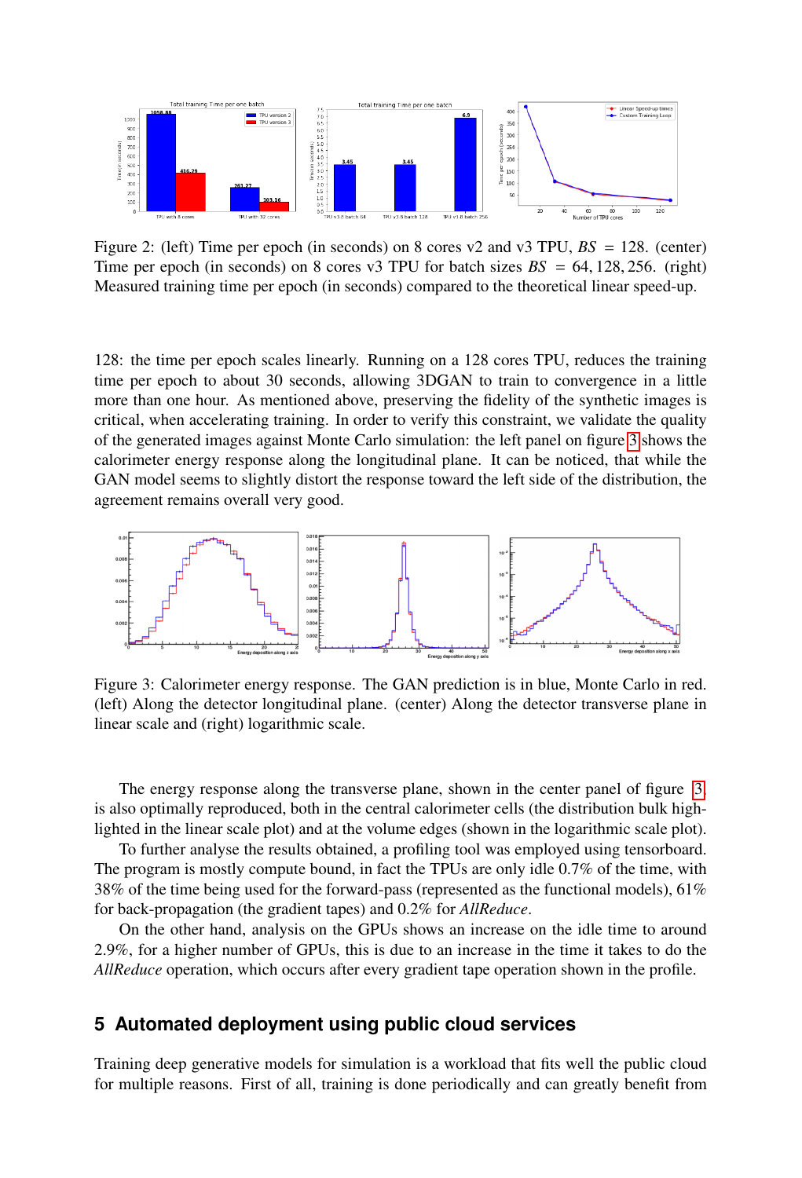Figure 2: (left) Time per epoch (in seconds) on 8 cores v2 and v3 TPU, $BS = 128$. (center) Time per epoch (in seconds) on 8 cores v3 TPU for batch sizes $BS = 64, 128, 256$. (right) Measured training time per epoch (in seconds) compared to the theoretical linear speed-up.

128: the time per epoch scales linearly. Running on a 128 cores TPU, reduces the training time per epoch to about 30 seconds, allowing 3DGAN to train to convergence in a little more than one hour. As mentioned above, preserving the fidelity of the synthetic images is critical, when accelerating training. In order to verify this constraint, we validate the quality of the generated images against Monte Carlo simulation: the left panel on figure 3 shows the calorimeter energy response along the longitudinal plane. It can be noticed, that while the GAN model seems to slightly distort the response toward the left side of the distribution, the agreement remains overall very good.

Figure 3: Calorimeter energy response. The GAN prediction is in blue, Monte Carlo in red. (left) Along the detector longitudinal plane. (center) Along the detector transverse plane in linear scale and (right) logarithmic scale.

The energy response along the transverse plane, shown in the center panel of figure 3, is also optimally reproduced, both in the central calorimeter cells (the distribution bulk highlighted in the linear scale plot) and at the volume edges (shown in the logarithmic scale plot).

To further analyse the results obtained, a profiling tool was employed using tensorboard. The program is mostly compute bound, in fact the TPUs are only idle 0.7% of the time, with 38% of the time being used for the forward-pass (represented as the functional models), 61% for back-propagation (the gradient tapes) and 0.2% for *AllReduce*.

On the other hand, analysis on the GPUs shows an increase on the idle time to around 2.9%, for a higher number of GPUs, this is due to an increase in the time it takes to do the *AllReduce* operation, which occurs after every gradient tape operation shown in the profile.

## 5 Automated deployment using public cloud services

Training deep generative models for simulation is a workload that fits well the public cloud for multiple reasons. First of all, training is done periodically and can greatly benefit from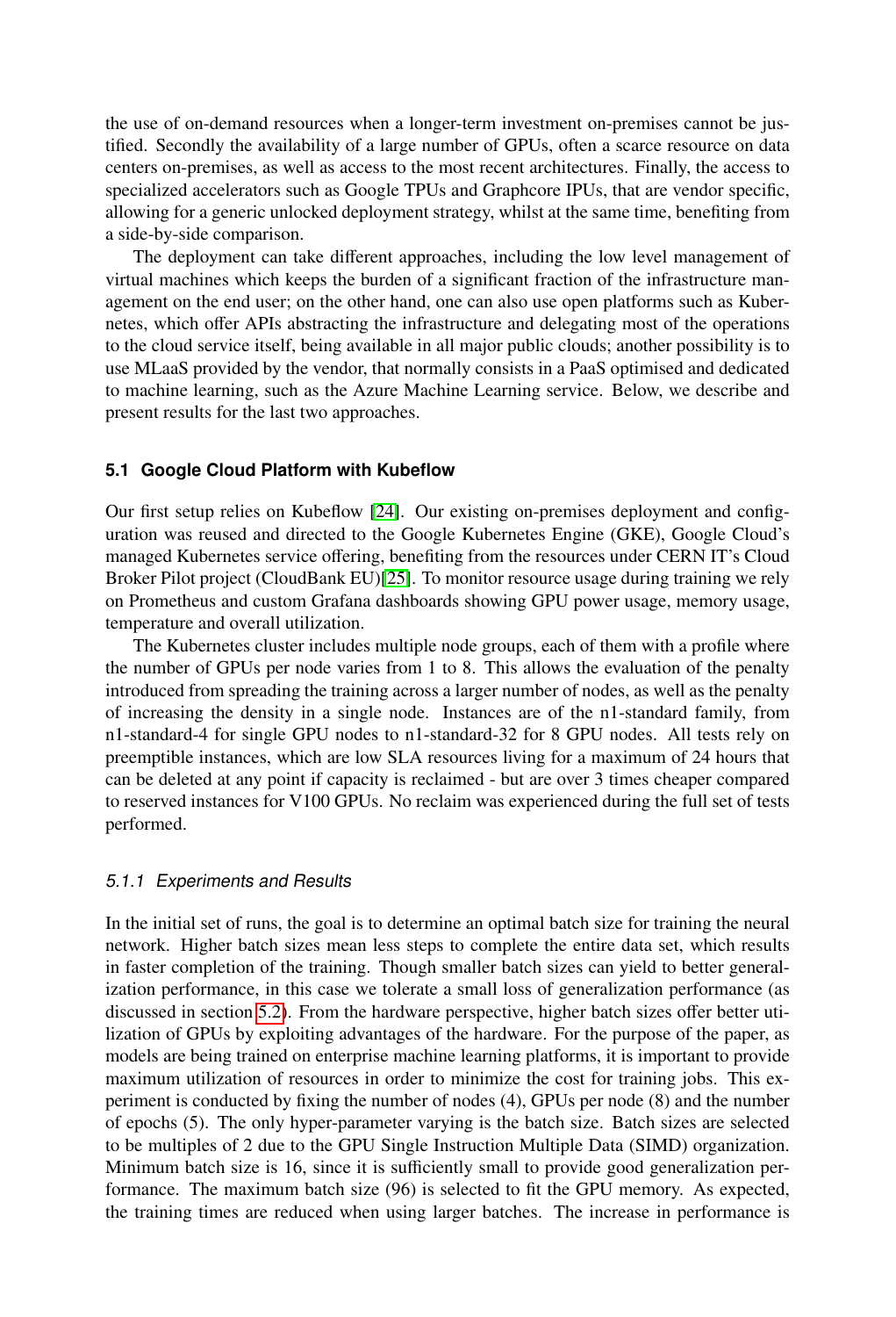the use of on-demand resources when a longer-term investment on-premises cannot be justified. Secondly the availability of a large number of GPUs, often a scarce resource on data centers on-premises, as well as access to the most recent architectures. Finally, the access to specialized accelerators such as Google TPUs and Graphcore IPUs, that are vendor specific, allowing for a generic unlocked deployment strategy, whilst at the same time, benefiting from a side-by-side comparison.

The deployment can take different approaches, including the low level management of virtual machines which keeps the burden of a significant fraction of the infrastructure management on the end user; on the other hand, one can also use open platforms such as Kubernetes, which offer APIs abstracting the infrastructure and delegating most of the operations to the cloud service itself, being available in all major public clouds; another possibility is to use MLaaS provided by the vendor, that normally consists in a PaaS optimised and dedicated to machine learning, such as the Azure Machine Learning service. Below, we describe and present results for the last two approaches.

### 5.1 Google Cloud Platform with Kubeflow

Our first setup relies on Kubeflow [24]. Our existing on-premises deployment and configuration was reused and directed to the Google Kubernetes Engine (GKE), Google Cloud's managed Kubernetes service offering, benefiting from the resources under CERN IT's Cloud Broker Pilot project (CloudBank EU)[25]. To monitor resource usage during training we rely on Prometheus and custom Grafana dashboards showing GPU power usage, memory usage, temperature and overall utilization.

The Kubernetes cluster includes multiple node groups, each of them with a profile where the number of GPUs per node varies from 1 to 8. This allows the evaluation of the penalty introduced from spreading the training across a larger number of nodes, as well as the penalty of increasing the density in a single node. Instances are of the n1-standard family, from n1-standard-4 for single GPU nodes to n1-standard-32 for 8 GPU nodes. All tests rely on preemptible instances, which are low SLA resources living for a maximum of 24 hours that can be deleted at any point if capacity is reclaimed - but are over 3 times cheaper compared to reserved instances for V100 GPUs. No reclaim was experienced during the full set of tests performed.

#### *5.1.1 Experiments and Results*

In the initial set of runs, the goal is to determine an optimal batch size for training the neural network. Higher batch sizes mean less steps to complete the entire data set, which results in faster completion of the training. Though smaller batch sizes can yield to better generalization performance, in this case we tolerate a small loss of generalization performance (as discussed in section 5.2). From the hardware perspective, higher batch sizes offer better utilization of GPUs by exploiting advantages of the hardware. For the purpose of the paper, as models are being trained on enterprise machine learning platforms, it is important to provide maximum utilization of resources in order to minimize the cost for training jobs. This experiment is conducted by fixing the number of nodes (4), GPUs per node (8) and the number of epochs (5). The only hyper-parameter varying is the batch size. Batch sizes are selected to be multiples of 2 due to the GPU Single Instruction Multiple Data (SIMD) organization. Minimum batch size is 16, since it is sufficiently small to provide good generalization performance. The maximum batch size (96) is selected to fit the GPU memory. As expected, the training times are reduced when using larger batches. The increase in performance is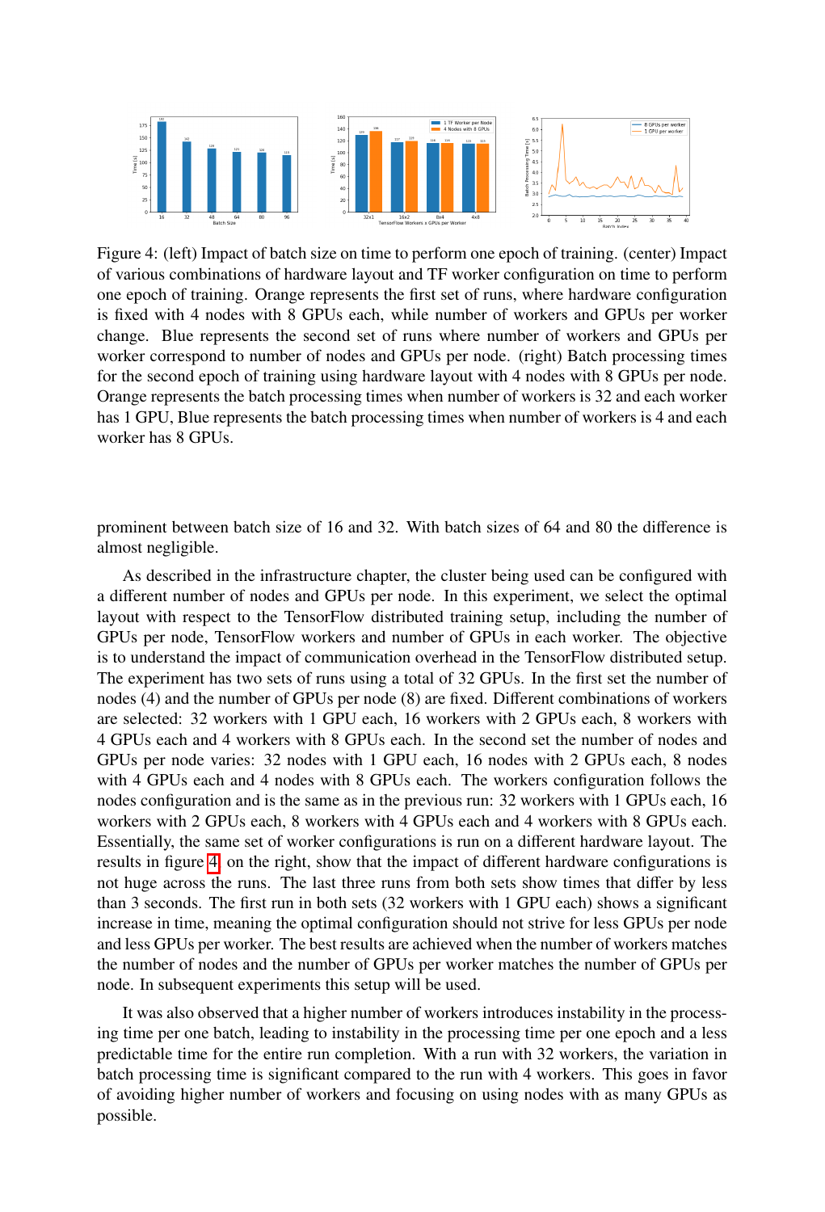Figure 4: (left) Impact of batch size on time to perform one epoch of training. (center) Impact of various combinations of hardware layout and TF worker configuration on time to perform one epoch of training. Orange represents the first set of runs, where hardware configuration is fixed with 4 nodes with 8 GPUs each, while number of workers and GPUs per worker change. Blue represents the second set of runs where number of workers and GPUs per worker correspond to number of nodes and GPUs per node. (right) Batch processing times for the second epoch of training using hardware layout with 4 nodes with 8 GPUs per node. Orange represents the batch processing times when number of workers is 32 and each worker has 1 GPU, Blue represents the batch processing times when number of workers is 4 and each worker has 8 GPUs.

prominent between batch size of 16 and 32. With batch sizes of 64 and 80 the difference is almost negligible.

As described in the infrastructure chapter, the cluster being used can be configured with a different number of nodes and GPUs per node. In this experiment, we select the optimal layout with respect to the TensorFlow distributed training setup, including the number of GPUs per node, TensorFlow workers and number of GPUs in each worker. The objective is to understand the impact of communication overhead in the TensorFlow distributed setup. The experiment has two sets of runs using a total of 32 GPUs. In the first set the number of nodes (4) and the number of GPUs per node (8) are fixed. Different combinations of workers are selected: 32 workers with 1 GPU each, 16 workers with 2 GPUs each, 8 workers with 4 GPUs each and 4 workers with 8 GPUs each. In the second set the number of nodes and GPUs per node varies: 32 nodes with 1 GPU each, 16 nodes with 2 GPUs each, 8 nodes with 4 GPUs each and 4 nodes with 8 GPUs each. The workers configuration follows the nodes configuration and is the same as in the previous run: 32 workers with 1 GPUs each, 16 workers with 2 GPUs each, 8 workers with 4 GPUs each and 4 workers with 8 GPUs each. Essentially, the same set of worker configurations is run on a different hardware layout. The results in figure 4 on the right, show that the impact of different hardware configurations is not huge across the runs. The last three runs from both sets show times that differ by less than 3 seconds. The first run in both sets (32 workers with 1 GPU each) shows a significant increase in time, meaning the optimal configuration should not strive for less GPUs per node and less GPUs per worker. The best results are achieved when the number of workers matches the number of nodes and the number of GPUs per worker matches the number of GPUs per node. In subsequent experiments this setup will be used.

It was also observed that a higher number of workers introduces instability in the processing time per one batch, leading to instability in the processing time per one epoch and a less predictable time for the entire run completion. With a run with 32 workers, the variation in batch processing time is significant compared to the run with 4 workers. This goes in favor of avoiding higher number of workers and focusing on using nodes with as many GPUs as possible.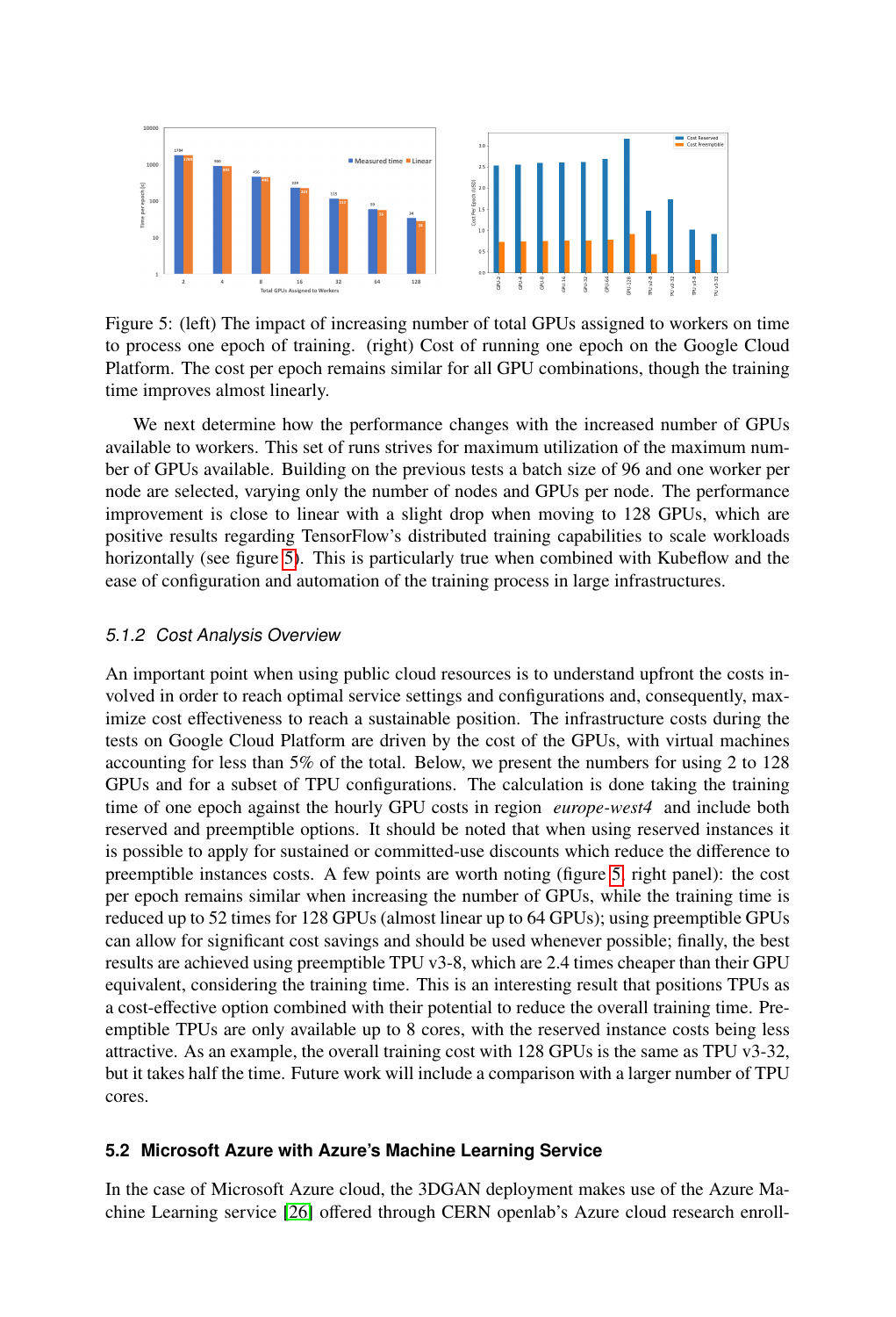Figure 5: (left) The impact of increasing number of total GPUs assigned to workers on time to process one epoch of training. (right) Cost of running one epoch on the Google Cloud Platform. The cost per epoch remains similar for all GPU combinations, though the training time improves almost linearly.

We next determine how the performance changes with the increased number of GPUs available to workers. This set of runs strives for maximum utilization of the maximum number of GPUs available. Building on the previous tests a batch size of 96 and one worker per node are selected, varying only the number of nodes and GPUs per node. The performance improvement is close to linear with a slight drop when moving to 128 GPUs, which are positive results regarding TensorFlow's distributed training capabilities to scale workloads horizontally (see figure 5). This is particularly true when combined with Kubeflow and the ease of configuration and automation of the training process in large infrastructures.

#### 5.1.2 Cost Analysis Overview

An important point when using public cloud resources is to understand upfront the costs involved in order to reach optimal service settings and configurations and, consequently, maximize cost effectiveness to reach a sustainable position. The infrastructure costs during the tests on Google Cloud Platform are driven by the cost of the GPUs, with virtual machines accounting for less than 5% of the total. Below, we present the numbers for using 2 to 128 GPUs and for a subset of TPU configurations. The calculation is done taking the training time of one epoch against the hourly GPU costs in region *europe-west4* and include both reserved and preemptible options. It should be noted that when using reserved instances it is possible to apply for sustained or committed-use discounts which reduce the difference to preemptible instances costs. A few points are worth noting (figure 5, right panel): the cost per epoch remains similar when increasing the number of GPUs, while the training time is reduced up to 52 times for 128 GPUs (almost linear up to 64 GPUs); using preemptible GPUs can allow for significant cost savings and should be used whenever possible; finally, the best results are achieved using preemptible TPU v3-8, which are 2.4 times cheaper than their GPU equivalent, considering the training time. This is an interesting result that positions TPUs as a cost-effective option combined with their potential to reduce the overall training time. Preemptible TPUs are only available up to 8 cores, with the reserved instance costs being less attractive. As an example, the overall training cost with 128 GPUs is the same as TPU v3-32, but it takes half the time. Future work will include a comparison with a larger number of TPU cores.

### 5.2 Microsoft Azure with Azure's Machine Learning Service

In the case of Microsoft Azure cloud, the 3DGAN deployment makes use of the Azure Machine Learning service [26] offered through CERN openlab's Azure cloud research enroll-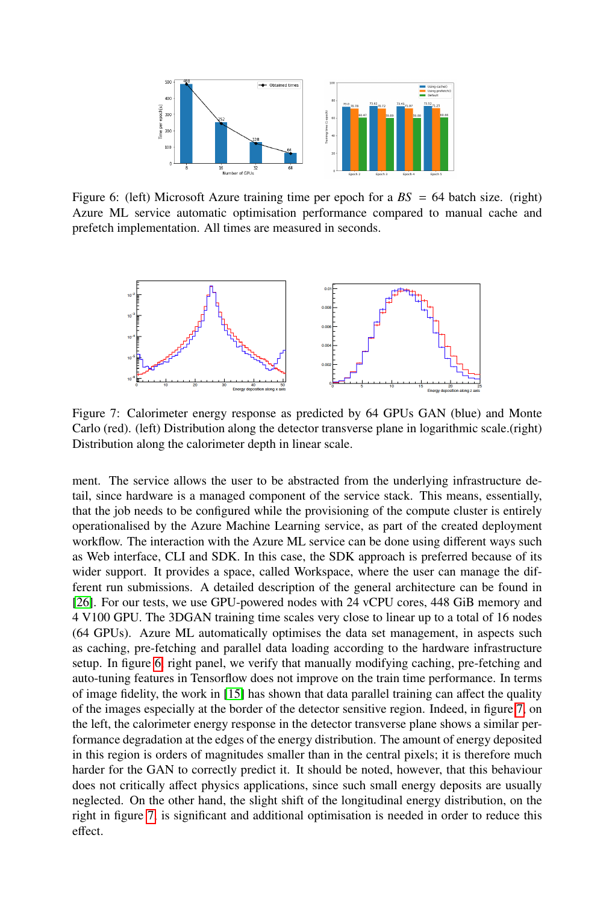Figure 6: (left) Microsoft Azure training time per epoch for a $BS = 64$ batch size. (right) Azure ML service automatic optimisation performance compared to manual cache and prefetch implementation. All times are measured in seconds.

Figure 7: Calorimeter energy response as predicted by 64 GPUs GAN (blue) and Monte Carlo (red). (left) Distribution along the detector transverse plane in logarithmic scale.(right) Distribution along the calorimeter depth in linear scale.

ment. The service allows the user to be abstracted from the underlying infrastructure detail, since hardware is a managed component of the service stack. This means, essentially, that the job needs to be configured while the provisioning of the compute cluster is entirely operationalised by the Azure Machine Learning service, as part of the created deployment workflow. The interaction with the Azure ML service can be done using different ways such as Web interface, CLI and SDK. In this case, the SDK approach is preferred because of its wider support. It provides a space, called Workspace, where the user can manage the different run submissions. A detailed description of the general architecture can be found in [26]. For our tests, we use GPU-powered nodes with 24 vCPU cores, 448 GiB memory and 4 V100 GPU. The 3DGAN training time scales very close to linear up to a total of 16 nodes (64 GPUs). Azure ML automatically optimises the data set management, in aspects such as caching, pre-fetching and parallel data loading according to the hardware infrastructure setup. In figure 6, right panel, we verify that manually modifying caching, pre-fetching and auto-tuning features in Tensorflow does not improve on the train time performance. In terms of image fidelity, the work in [15] has shown that data parallel training can affect the quality of the images especially at the border of the detector sensitive region. Indeed, in figure 7, on the left, the calorimeter energy response in the detector transverse plane shows a similar performance degradation at the edges of the energy distribution. The amount of energy deposited in this region is orders of magnitudes smaller than in the central pixels; it is therefore much harder for the GAN to correctly predict it. It should be noted, however, that this behaviour does not critically affect physics applications, since such small energy deposits are usually neglected. On the other hand, the slight shift of the longitudinal energy distribution, on the right in figure 7, is significant and additional optimisation is needed in order to reduce this effect.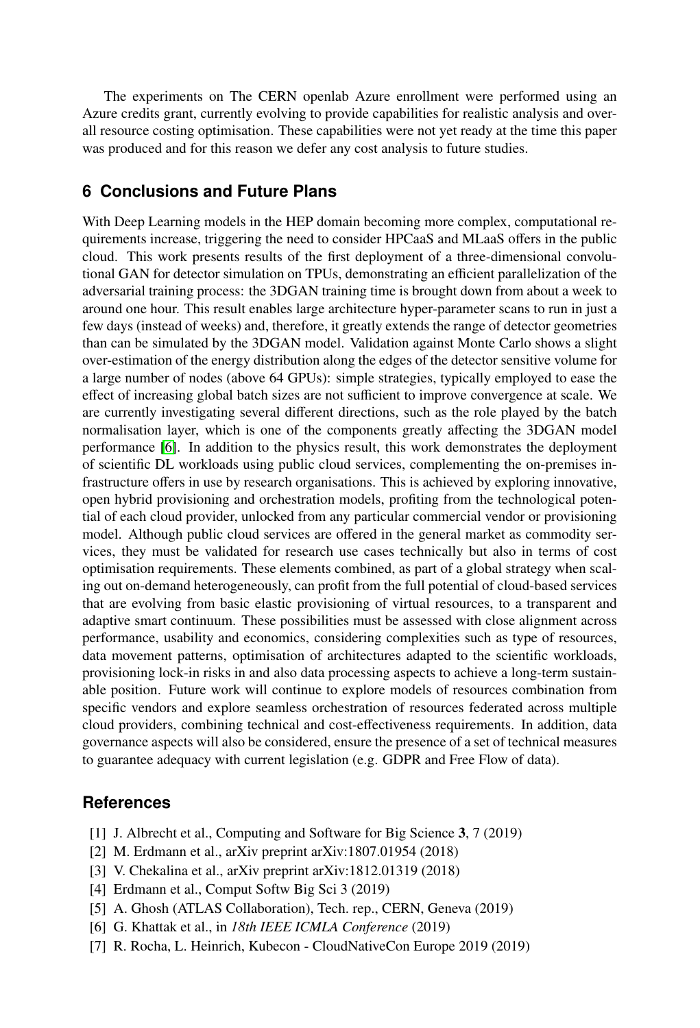The experiments on The CERN openlab Azure enrollment were performed using an Azure credits grant, currently evolving to provide capabilities for realistic analysis and overall resource costing optimisation. These capabilities were not yet ready at the time this paper was produced and for this reason we defer any cost analysis to future studies.

## 6 Conclusions and Future Plans

With Deep Learning models in the HEP domain becoming more complex, computational requirements increase, triggering the need to consider HPCaaS and MLaaS offers in the public cloud. This work presents results of the first deployment of a three-dimensional convolutional GAN for detector simulation on TPUs, demonstrating an efficient parallelization of the adversarial training process: the 3DGAN training time is brought down from about a week to around one hour. This result enables large architecture hyper-parameter scans to run in just a few days (instead of weeks) and, therefore, it greatly extends the range of detector geometries than can be simulated by the 3DGAN model. Validation against Monte Carlo shows a slight over-estimation of the energy distribution along the edges of the detector sensitive volume for a large number of nodes (above 64 GPUs): simple strategies, typically employed to ease the effect of increasing global batch sizes are not sufficient to improve convergence at scale. We are currently investigating several different directions, such as the role played by the batch normalisation layer, which is one of the components greatly affecting the 3DGAN model performance [6]. In addition to the physics result, this work demonstrates the deployment of scientific DL workloads using public cloud services, complementing the on-premises infrastructure offers in use by research organisations. This is achieved by exploring innovative, open hybrid provisioning and orchestration models, profiting from the technological potential of each cloud provider, unlocked from any particular commercial vendor or provisioning model. Although public cloud services are offered in the general market as commodity services, they must be validated for research use cases technically but also in terms of cost optimisation requirements. These elements combined, as part of a global strategy when scaling out on-demand heterogeneously, can profit from the full potential of cloud-based services that are evolving from basic elastic provisioning of virtual resources, to a transparent and adaptive smart continuum. These possibilities must be assessed with close alignment across performance, usability and economics, considering complexities such as type of resources, data movement patterns, optimisation of architectures adapted to the scientific workloads, provisioning lock-in risks in and also data processing aspects to achieve a long-term sustainable position. Future work will continue to explore models of resources combination from specific vendors and explore seamless orchestration of resources federated across multiple cloud providers, combining technical and cost-effectiveness requirements. In addition, data governance aspects will also be considered, ensure the presence of a set of technical measures to guarantee adequacy with current legislation (e.g. GDPR and Free Flow of data).

## References

[1] J. Albrecht et al., Computing and Software for Big Science **3**, 7 (2019)
[2] M. Erdmann et al., arXiv preprint arXiv:1807.01954 (2018)
[3] V. Chekalina et al., arXiv preprint arXiv:1812.01319 (2018)
[4] Erdmann et al., Comput Softw Big Sci 3 (2019)
[5] A. Ghosh (ATLAS Collaboration), Tech. rep., CERN, Geneva (2019)
[6] G. Khattak et al., in *18th IEEE ICMLA Conference* (2019)
[7] R. Rocha, L. Heinrich, Kubecon - CloudNativeCon Europe 2019 (2019)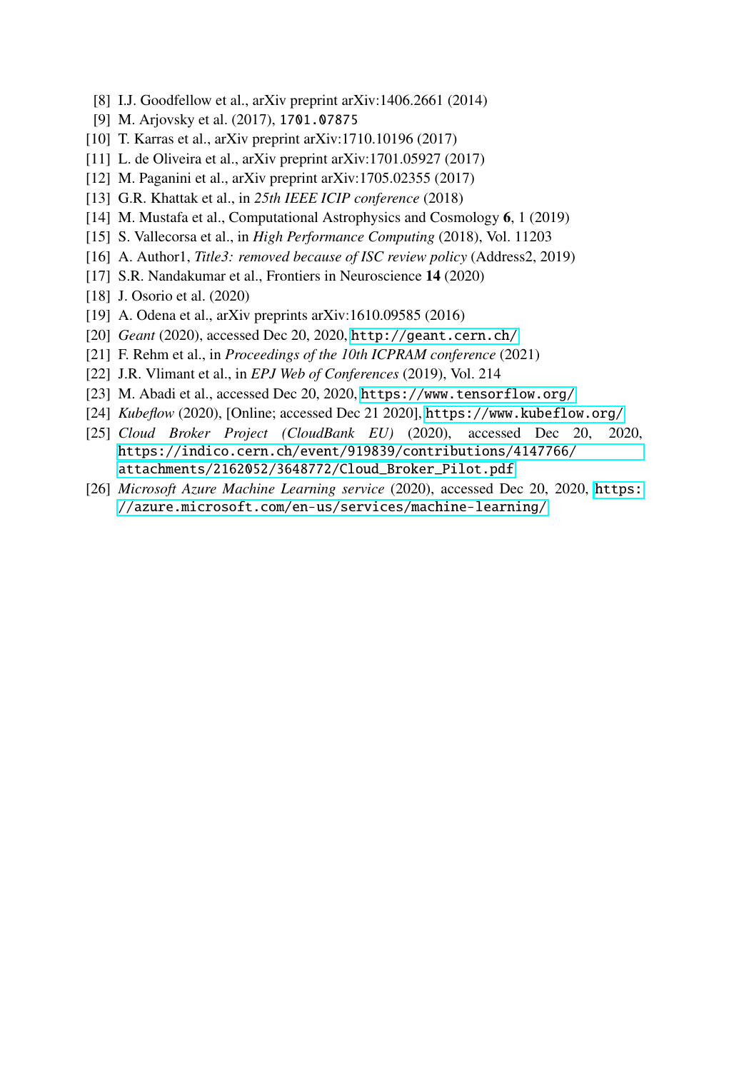[8] I.J. Goodfellow et al., arXiv preprint arXiv:1406.2661 (2014)

[9] M. Arjovsky et al. (2017), 1701.07875

[10] T. Karras et al., arXiv preprint arXiv:1710.10196 (2017)

[11] L. de Oliveira et al., arXiv preprint arXiv:1701.05927 (2017)

[12] M. Paganini et al., arXiv preprint arXiv:1705.02355 (2017)

[13] G.R. Khattak et al., in *25th IEEE ICIP conference* (2018)

[14] M. Mustafa et al., Computational Astrophysics and Cosmology **6**, 1 (2019)

[15] S. Vallecorsa et al., in *High Performance Computing* (2018), Vol. 11203

[16] A. Author1, *Title3: removed because of ISC review policy* (Address2, 2019)

[17] S.R. Nandakumar et al., Frontiers in Neuroscience **14** (2020)

[18] J. Osorio et al. (2020)

[19] A. Odena et al., arXiv preprints arXiv:1610.09585 (2016)

[20] *Geant* (2020), accessed Dec 20, 2020, http://geant.cern.ch/

[21] F. Rehm et al., in *Proceedings of the 10th ICPRAM conference* (2021)

[22] J.R. Vlimant et al., in *EPJ Web of Conferences* (2019), Vol. 214

[23] M. Abadi et al., accessed Dec 20, 2020, https://www.tensorflow.org/

[24] *Kubeflow* (2020), [Online; accessed Dec 21 2020], https://www.kubeflow.org/

[25] *Cloud Broker Project (CloudBank EU)* (2020), accessed Dec 20, 2020, https://indico.cern.ch/event/919839/contributions/4147766/attachments/2162052/3648772/Cloud_Broker_Pilot.pdf

[26] *Microsoft Azure Machine Learning service* (2020), accessed Dec 20, 2020, https://azure.microsoft.com/en-us/services/machine-learning/